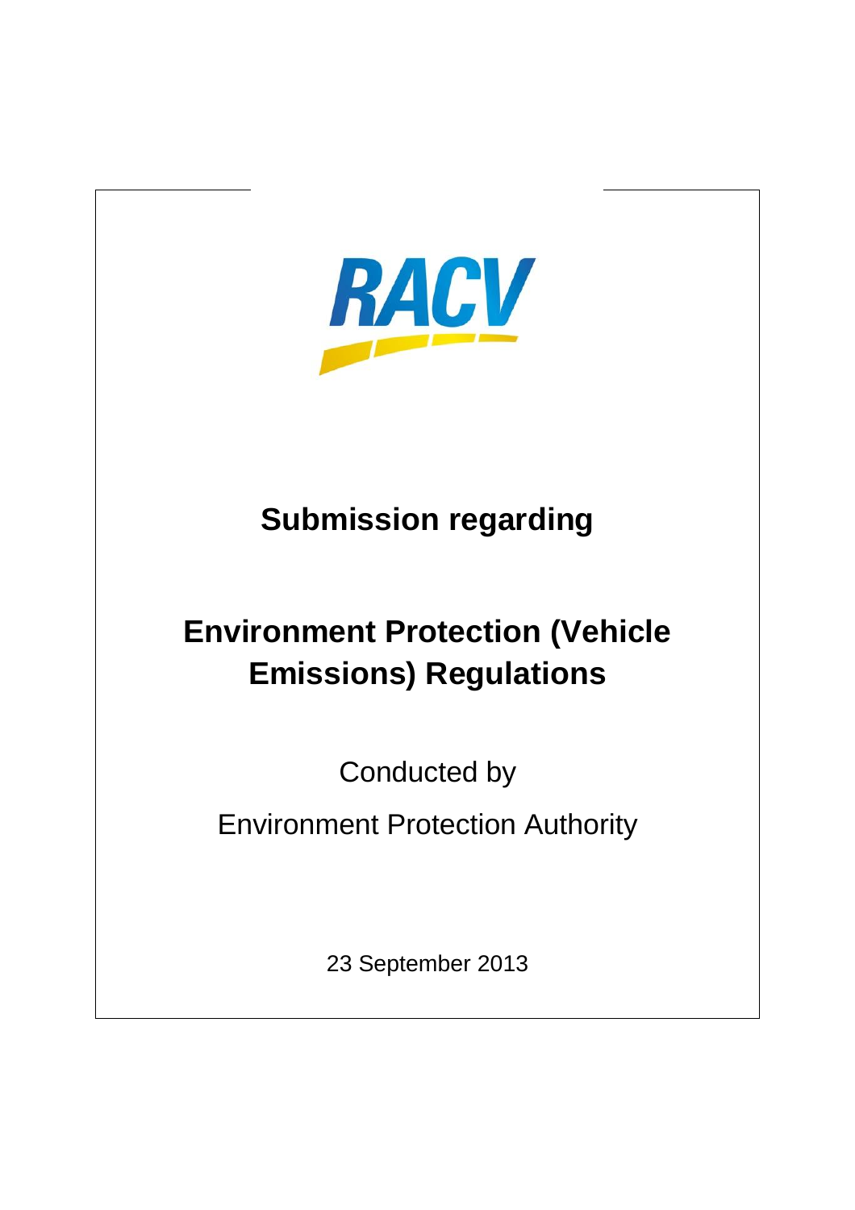RACV

# Submission regarding

# Environment Protection (Vehicle Emissions) Regulations

Conducted by

Environment Protection Authority

23 September 2013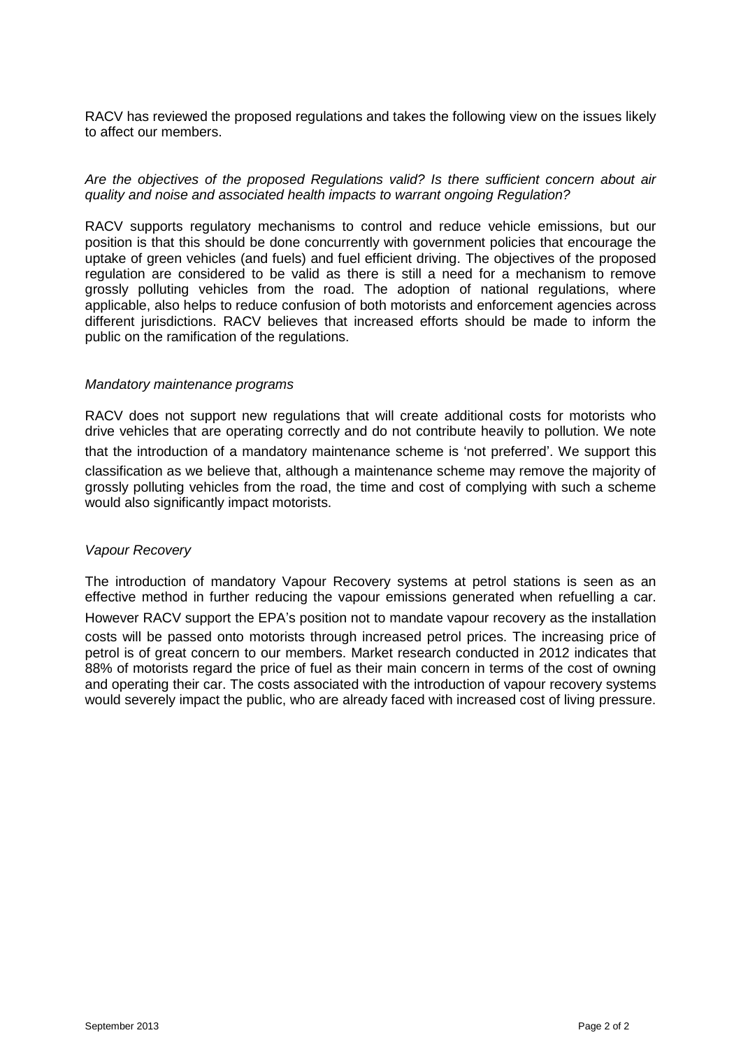RACV has reviewed the proposed regulations and takes the following view on the issues likely to affect our members.

*Are the objectives of the proposed Regulations valid? Is there sufficient concern about air quality and noise and associated health impacts to warrant ongoing Regulation?*

RACV supports regulatory mechanisms to control and reduce vehicle emissions, but our position is that this should be done concurrently with government policies that encourage the uptake of green vehicles (and fuels) and fuel efficient driving. The objectives of the proposed regulation are considered to be valid as there is still a need for a mechanism to remove grossly polluting vehicles from the road. The adoption of national regulations, where applicable, also helps to reduce confusion of both motorists and enforcement agencies across different jurisdictions. RACV believes that increased efforts should be made to inform the public on the ramification of the regulations.

*Mandatory maintenance programs*

RACV does not support new regulations that will create additional costs for motorists who drive vehicles that are operating correctly and do not contribute heavily to pollution. We note that the introduction of a mandatory maintenance scheme is 'not preferred'. We support this classification as we believe that, although a maintenance scheme may remove the majority of grossly polluting vehicles from the road, the time and cost of complying with such a scheme would also significantly impact motorists.

*Vapour Recovery*

The introduction of mandatory Vapour Recovery systems at petrol stations is seen as an effective method in further reducing the vapour emissions generated when refuelling a car. However RACV support the EPA's position not to mandate vapour recovery as the installation costs will be passed onto motorists through increased petrol prices. The increasing price of petrol is of great concern to our members. Market research conducted in 2012 indicates that 88% of motorists regard the price of fuel as their main concern in terms of the cost of owning and operating their car. The costs associated with the introduction of vapour recovery systems would severely impact the public, who are already faced with increased cost of living pressure.